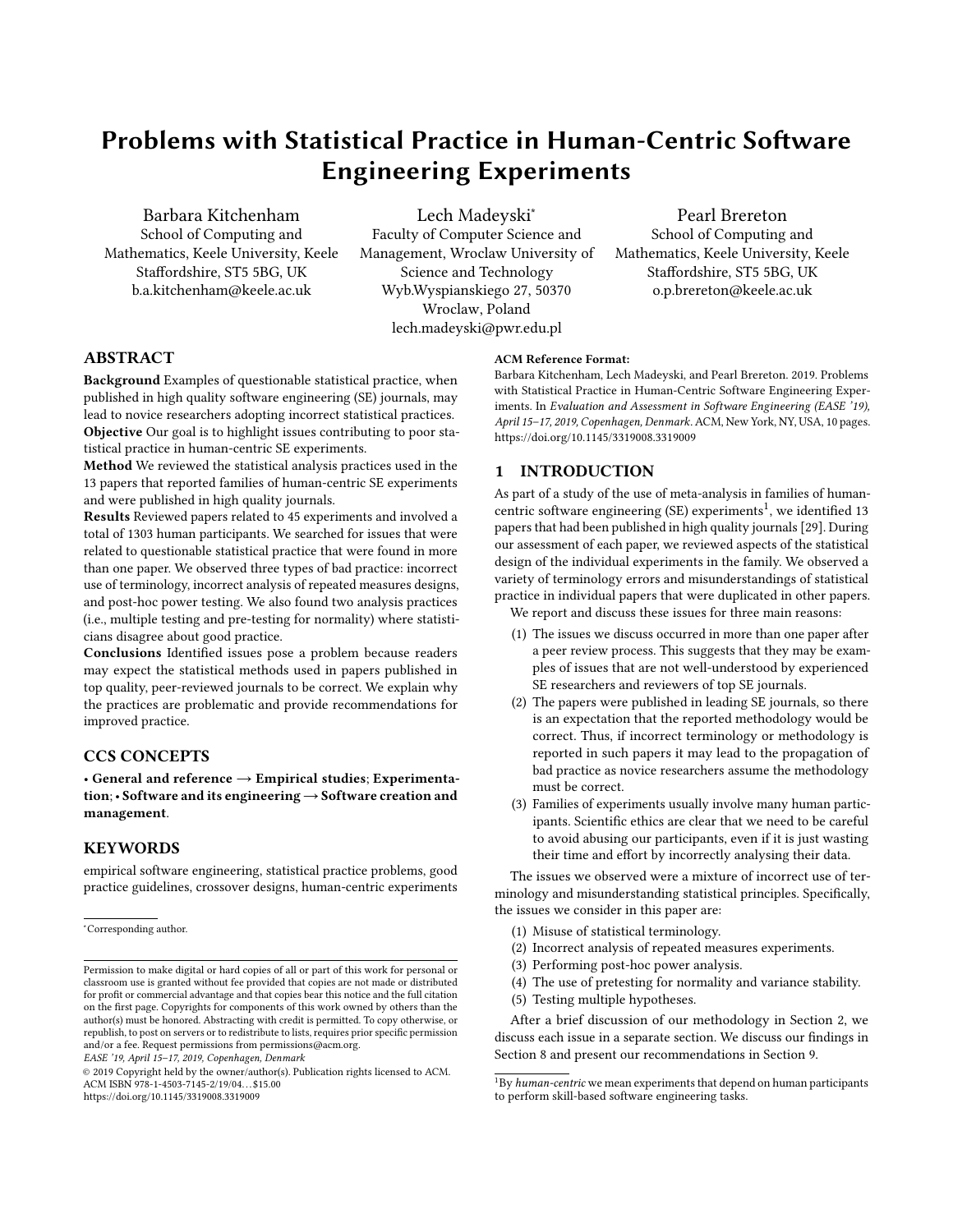# Problems with Statistical Practice in Human-Centric Software Engineering Experiments

Barbara Kitchenham
School of Computing and Mathematics, Keele University, Keele Staffordshire, ST5 5BG, UK
b.a.kitchenham@keele.ac.uk

Lech Madeyski*
Faculty of Computer Science and Management, Wroclaw University of Science and Technology
Wyb.Wyspianskiego 27, 50370 Wroclaw, Poland
lech.madeyski@pwr.edu.pl

Pearl Brereton
School of Computing and Mathematics, Keele University, Keele Staffordshire, ST5 5BG, UK
o.p.brereton@keele.ac.uk

## ABSTRACT

**Background** Examples of questionable statistical practice, when published in high quality software engineering (SE) journals, may lead to novice researchers adopting incorrect statistical practices.
**Objective** Our goal is to highlight issues contributing to poor statistical practice in human-centric SE experiments.
**Method** We reviewed the statistical analysis practices used in the 13 papers that reported families of human-centric SE experiments and were published in high quality journals.
**Results** Reviewed papers related to 45 experiments and involved a total of 1303 human participants. We searched for issues that were related to questionable statistical practice that were found in more than one paper. We observed three types of bad practice: incorrect use of terminology, incorrect analysis of repeated measures designs, and post-hoc power testing. We also found two analysis practices (i.e., multiple testing and pre-testing for normality) where statisticians disagree about good practice.
**Conclusions** Identified issues pose a problem because readers may expect the statistical methods used in papers published in top quality, peer-reviewed journals to be correct. We explain why the practices are problematic and provide recommendations for improved practice.

## CCS CONCEPTS

• **General and reference** → **Empirical studies**; **Experimentation**; • **Software and its engineering** → **Software creation and management**.

## KEYWORDS

empirical software engineering, statistical practice problems, good practice guidelines, crossover designs, human-centric experiments

*Corresponding author.

Permission to make digital or hard copies of all or part of this work for personal or classroom use is granted without fee provided that copies are not made or distributed for profit or commercial advantage and that copies bear this notice and the full citation on the first page. Copyrights for components of this work owned by others than the author(s) must be honored. Abstracting with credit is permitted. To copy otherwise, or republish, to post on servers or to redistribute to lists, requires prior specific permission and/or a fee. Request permissions from permissions@acm.org.
*EASE '19, April 15–17, 2019, Copenhagen, Denmark*
© 2019 Copyright held by the owner/author(s). Publication rights licensed to ACM.
ACM ISBN 978-1-4503-7145-2/19/04…$15.00
https://doi.org/10.1145/3319008.3319009

**ACM Reference Format:**
Barbara Kitchenham, Lech Madeyski, and Pearl Brereton. 2019. Problems with Statistical Practice in Human-Centric Software Engineering Experiments. In *Evaluation and Assessment in Software Engineering (EASE '19), April 15–17, 2019, Copenhagen, Denmark.* ACM, New York, NY, USA, 10 pages. https://doi.org/10.1145/3319008.3319009

## 1 INTRODUCTION

As part of a study of the use of meta-analysis in families of human-centric software engineering (SE) experiments[1], we identified 13 papers that had been published in high quality journals [29]. During our assessment of each paper, we reviewed aspects of the statistical design of the individual experiments in the family. We observed a variety of terminology errors and misunderstandings of statistical practice in individual papers that were duplicated in other papers.

We report and discuss these issues for three main reasons:

(1) The issues we discuss occurred in more than one paper after a peer review process. This suggests that they may be examples of issues that are not well-understood by experienced SE researchers and reviewers of top SE journals.
(2) The papers were published in leading SE journals, so there is an expectation that the reported methodology would be correct. Thus, if incorrect terminology or methodology is reported in such papers it may lead to the propagation of bad practice as novice researchers assume the methodology must be correct.
(3) Families of experiments usually involve many human participants. Scientific ethics are clear that we need to be careful to avoid abusing our participants, even if it is just wasting their time and effort by incorrectly analysing their data.

The issues we observed were a mixture of incorrect use of terminology and misunderstanding statistical principles. Specifically, the issues we consider in this paper are:

(1) Misuse of statistical terminology.
(2) Incorrect analysis of repeated measures experiments.
(3) Performing post-hoc power analysis.
(4) The use of pretesting for normality and variance stability.
(5) Testing multiple hypotheses.

After a brief discussion of our methodology in Section 2, we discuss each issue in a separate section. We discuss our findings in Section 8 and present our recommendations in Section 9.

[1] By *human-centric* we mean experiments that depend on human participants to perform skill-based software engineering tasks.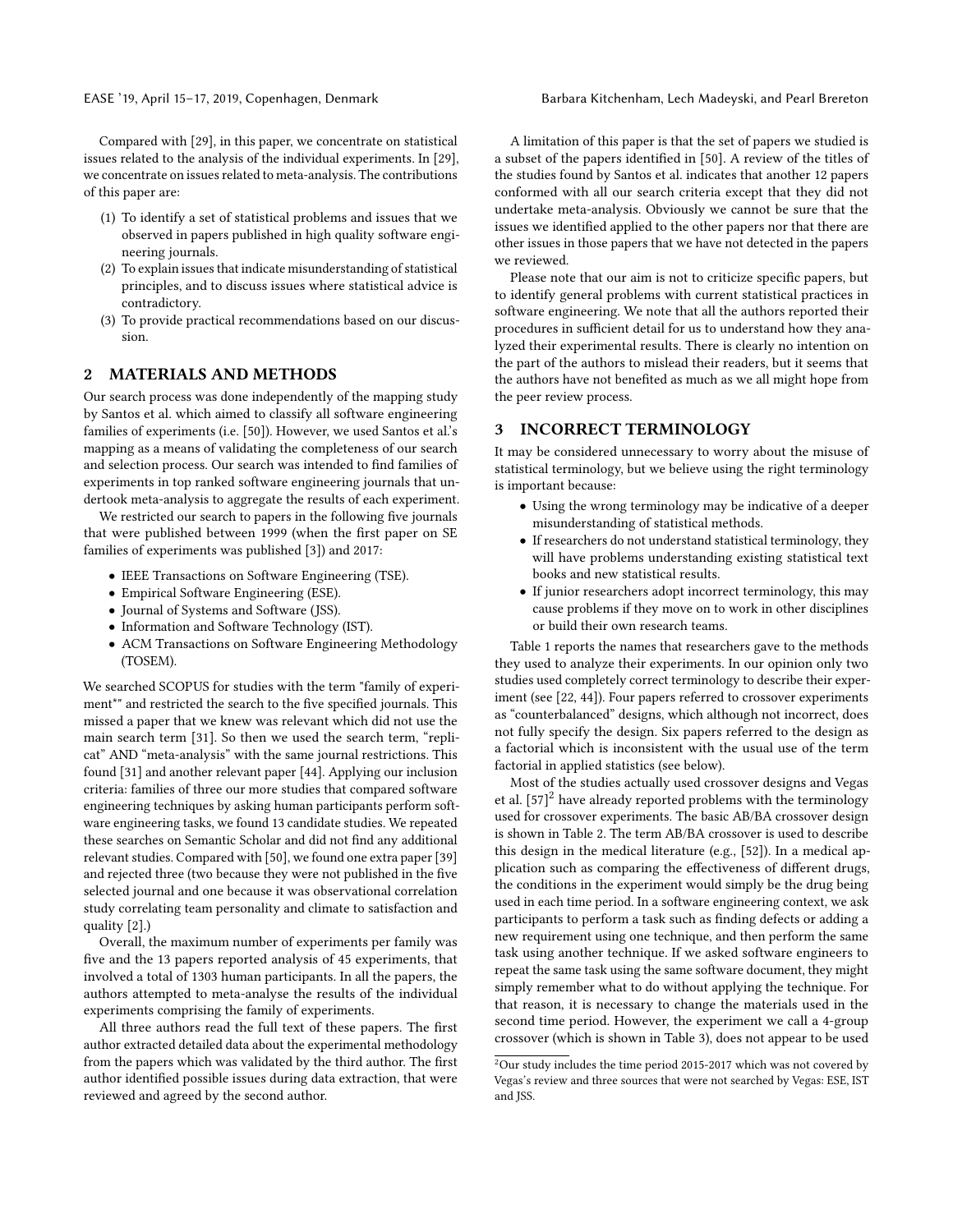Compared with [29], in this paper, we concentrate on statistical issues related to the analysis of the individual experiments. In [29], we concentrate on issues related to meta-analysis. The contributions of this paper are:

(1) To identify a set of statistical problems and issues that we observed in papers published in high quality software engineering journals.
(2) To explain issues that indicate misunderstanding of statistical principles, and to discuss issues where statistical advice is contradictory.
(3) To provide practical recommendations based on our discussion.

## 2 MATERIALS AND METHODS

Our search process was done independently of the mapping study by Santos et al. which aimed to classify all software engineering families of experiments (i.e. [50]). However, we used Santos et al.'s mapping as a means of validating the completeness of our search and selection process. Our search was intended to find families of experiments in top ranked software engineering journals that undertook meta-analysis to aggregate the results of each experiment.

We restricted our search to papers in the following five journals that were published between 1999 (when the first paper on SE families of experiments was published [3]) and 2017:

- IEEE Transactions on Software Engineering (TSE).
- Empirical Software Engineering (ESE).
- Journal of Systems and Software (JSS).
- Information and Software Technology (IST).
- ACM Transactions on Software Engineering Methodology (TOSEM).

We searched SCOPUS for studies with the term "family of experiment*" and restricted the search to the five specified journals. This missed a paper that we knew was relevant which did not use the main search term [31]. So then we used the search term, "replicat" AND "meta-analysis" with the same journal restrictions. This found [31] and another relevant paper [44]. Applying our inclusion criteria: families of three our more studies that compared software engineering techniques by asking human participants perform software engineering tasks, we found 13 candidate studies. We repeated these searches on Semantic Scholar and did not find any additional relevant studies. Compared with [50], we found one extra paper [39] and rejected three (two because they were not published in the five selected journal and one because it was observational correlation study correlating team personality and climate to satisfaction and quality [2].)

Overall, the maximum number of experiments per family was five and the 13 papers reported analysis of 45 experiments, that involved a total of 1303 human participants. In all the papers, the authors attempted to meta-analyse the results of the individual experiments comprising the family of experiments.

All three authors read the full text of these papers. The first author extracted detailed data about the experimental methodology from the papers which was validated by the third author. The first author identified possible issues during data extraction, that were reviewed and agreed by the second author.

A limitation of this paper is that the set of papers we studied is a subset of the papers identified in [50]. A review of the titles of the studies found by Santos et al. indicates that another 12 papers conformed with all our search criteria except that they did not undertake meta-analysis. Obviously we cannot be sure that the issues we identified applied to the other papers nor that there are other issues in those papers that we have not detected in the papers we reviewed.

Please note that our aim is not to criticize specific papers, but to identify general problems with current statistical practices in software engineering. We note that all the authors reported their procedures in sufficient detail for us to understand how they analyzed their experimental results. There is clearly no intention on the part of the authors to mislead their readers, but it seems that the authors have not benefited as much as we all might hope from the peer review process.

## 3 INCORRECT TERMINOLOGY

It may be considered unnecessary to worry about the misuse of statistical terminology, but we believe using the right terminology is important because:

- Using the wrong terminology may be indicative of a deeper misunderstanding of statistical methods.
- If researchers do not understand statistical terminology, they will have problems understanding existing statistical text books and new statistical results.
- If junior researchers adopt incorrect terminology, this may cause problems if they move on to work in other disciplines or build their own research teams.

Table 1 reports the names that researchers gave to the methods they used to analyze their experiments. In our opinion only two studies used completely correct terminology to describe their experiment (see [22, 44]). Four papers referred to crossover experiments as "counterbalanced" designs, which although not incorrect, does not fully specify the design. Six papers referred to the design as a factorial which is inconsistent with the usual use of the term factorial in applied statistics (see below).

Most of the studies actually used crossover designs and Vegas et al. [57][2] have already reported problems with the terminology used for crossover experiments. The basic AB/BA crossover design is shown in Table 2. The term AB/BA crossover is used to describe this design in the medical literature (e.g., [52]). In a medical application such as comparing the effectiveness of different drugs, the conditions in the experiment would simply be the drug being used in each time period. In a software engineering context, we ask participants to perform a task such as finding defects or adding a new requirement using one technique, and then perform the same task using another technique. If we asked software engineers to repeat the same task using the same software document, they might simply remember what to do without applying the technique. For that reason, it is necessary to change the materials used in the second time period. However, the experiment we call a 4-group crossover (which is shown in Table 3), does not appear to be used

[2]Our study includes the time period 2015-2017 which was not covered by Vegas's review and three sources that were not searched by Vegas: ESE, IST and JSS.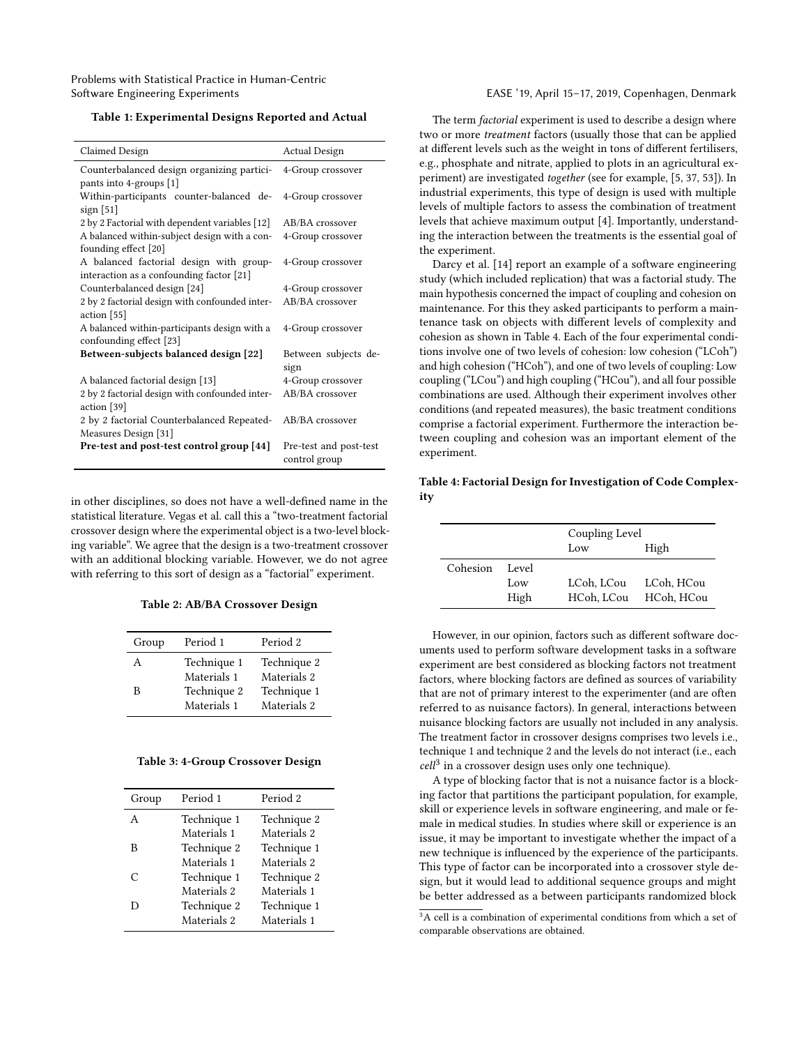**Table 1: Experimental Designs Reported and Actual**

| Claimed Design | Actual Design |
|---|---|
| Counterbalanced design organizing participants into 4-groups [1] | 4-Group crossover |
| Within-participants counter-balanced design [51] | 4-Group crossover |
| 2 by 2 Factorial with dependent variables [12] | AB/BA crossover |
| A balanced within-subject design with a confounding effect [20] | 4-Group crossover |
| A balanced factorial design with group-interaction as a confounding factor [21] | 4-Group crossover |
| Counterbalanced design [24] | 4-Group crossover |
| 2 by 2 factorial design with confounded interaction [55] | AB/BA crossover |
| A balanced within-participants design with a confounding effect [23] | 4-Group crossover |
| **Between-subjects balanced design [22]** | Between subjects design |
| A balanced factorial design [13] | 4-Group crossover |
| 2 by 2 factorial design with confounded interaction [39] | AB/BA crossover |
| 2 by 2 factorial Counterbalanced Repeated-Measures Design [31] | AB/BA crossover |
| **Pre-test and post-test control group [44]** | Pre-test and post-test control group |

in other disciplines, so does not have a well-defined name in the statistical literature. Vegas et al. call this a "two-treatment factorial crossover design where the experimental object is a two-level blocking variable". We agree that the design is a two-treatment crossover with an additional blocking variable. However, we do not agree with referring to this sort of design as a "factorial" experiment.

**Table 2: AB/BA Crossover Design**

| Group | Period 1 | Period 2 |
|---|---|---|
| A | Technique 1 | Technique 2 |
| | Materials 1 | Materials 2 |
| B | Technique 2 | Technique 1 |
| | Materials 1 | Materials 2 |

**Table 3: 4-Group Crossover Design**

| Group | Period 1 | Period 2 |
|---|---|---|
| A | Technique 1 | Technique 2 |
| | Materials 1 | Materials 2 |
| B | Technique 2 | Technique 1 |
| | Materials 1 | Materials 2 |
| C | Technique 1 | Technique 2 |
| | Materials 2 | Materials 1 |
| D | Technique 2 | Technique 1 |
| | Materials 2 | Materials 1 |

The term *factorial* experiment is used to describe a design where two or more *treatment* factors (usually those that can be applied at different levels such as the weight in tons of different fertilisers, e.g., phosphate and nitrate, applied to plots in an agricultural experiment) are investigated *together* (see for example, [5, 37, 53]). In industrial experiments, this type of design is used with multiple levels of multiple factors to assess the combination of treatment levels that achieve maximum output [4]. Importantly, understanding the interaction between the treatments is the essential goal of the experiment.

Darcy et al. [14] report an example of a software engineering study (which included replication) that was a factorial study. The main hypothesis concerned the impact of coupling and cohesion on maintenance. For this they asked participants to perform a maintenance task on objects with different levels of complexity and cohesion as shown in Table 4. Each of the four experimental conditions involve one of two levels of cohesion: low cohesion ("LCoh") and high cohesion ("HCoh"), and one of two levels of coupling: Low coupling ("LCou") and high coupling ("HCou"), and all four possible combinations are used. Although their experiment involves other conditions (and repeated measures), the basic treatment conditions comprise a factorial experiment. Furthermore the interaction between coupling and cohesion was an important element of the experiment.

**Table 4: Factorial Design for Investigation of Code Complexity**

| | | Coupling Level | |
|---|---|---|---|
| | | Low | High |
| Cohesion | Level | | |
| | Low | LCoh, LCou | LCoh, HCou |
| | High | HCoh, LCou | HCoh, HCou |

However, in our opinion, factors such as different software documents used to perform software development tasks in a software experiment are best considered as blocking factors not treatment factors, where blocking factors are defined as sources of variability that are not of primary interest to the experimenter (and are often referred to as nuisance factors). In general, interactions between nuisance blocking factors are usually not included in any analysis. The treatment factor in crossover designs comprises two levels i.e., technique 1 and technique 2 and the levels do not interact (i.e., each *cell*[3] in a crossover design uses only one technique).

A type of blocking factor that is not a nuisance factor is a blocking factor that partitions the participant population, for example, skill or experience levels in software engineering, and male or female in medical studies. In studies where skill or experience is an issue, it may be important to investigate whether the impact of a new technique is influenced by the experience of the participants. This type of factor can be incorporated into a crossover style design, but it would lead to additional sequence groups and might be better addressed as a between participants randomized block

[3] A cell is a combination of experimental conditions from which a set of comparable observations are obtained.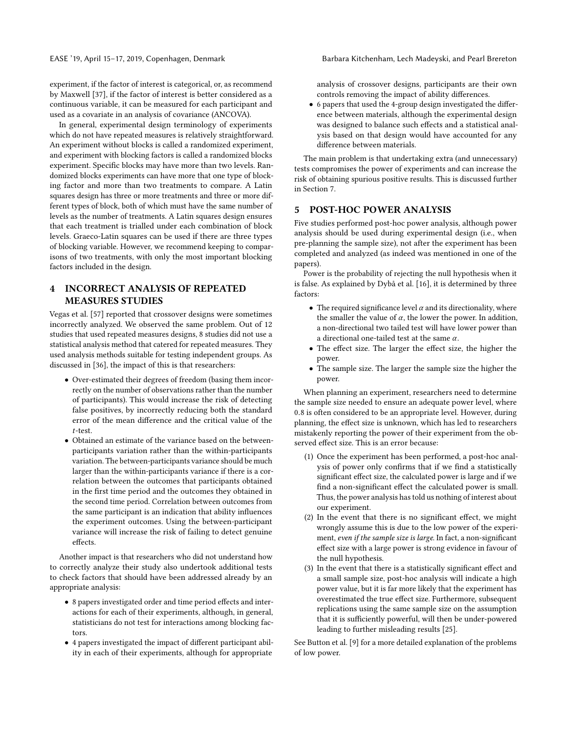experiment, if the factor of interest is categorical, or, as recommend by Maxwell [37], if the factor of interest is better considered as a continuous variable, it can be measured for each participant and used as a covariate in an analysis of covariance (ANCOVA).

In general, experimental design terminology of experiments which do not have repeated measures is relatively straightforward. An experiment without blocks is called a randomized experiment, and experiment with blocking factors is called a randomized blocks experiment. Specific blocks may have more than two levels. Randomized blocks experiments can have more that one type of blocking factor and more than two treatments to compare. A Latin squares design has three or more treatments and three or more different types of block, both of which must have the same number of levels as the number of treatments. A Latin squares design ensures that each treatment is trialled under each combination of block levels. Graeco-Latin squares can be used if there are three types of blocking variable. However, we recommend keeping to comparisons of two treatments, with only the most important blocking factors included in the design.

## 4 INCORRECT ANALYSIS OF REPEATED MEASURES STUDIES

Vegas et al. [57] reported that crossover designs were sometimes incorrectly analyzed. We observed the same problem. Out of 12 studies that used repeated measures designs, 8 studies did not use a statistical analysis method that catered for repeated measures. They used analysis methods suitable for testing independent groups. As discussed in [36], the impact of this is that researchers:

- Over-estimated their degrees of freedom (basing them incorrectly on the number of observations rather than the number of participants). This would increase the risk of detecting false positives, by incorrectly reducing both the standard error of the mean difference and the critical value of the $t$-test.
- Obtained an estimate of the variance based on the between-participants variation rather than the within-participants variation. The between-participants variance should be much larger than the within-participants variance if there is a correlation between the outcomes that participants obtained in the first time period and the outcomes they obtained in the second time period. Correlation between outcomes from the same participant is an indication that ability influences the experiment outcomes. Using the between-participant variance will increase the risk of failing to detect genuine effects.

Another impact is that researchers who did not understand how to correctly analyze their study also undertook additional tests to check factors that should have been addressed already by an appropriate analysis:

- 8 papers investigated order and time period effects and interactions for each of their experiments, although, in general, statisticians do not test for interactions among blocking factors.
- 4 papers investigated the impact of different participant ability in each of their experiments, although for appropriate analysis of crossover designs, participants are their own controls removing the impact of ability differences.
- 6 papers that used the 4-group design investigated the difference between materials, although the experimental design was designed to balance such effects and a statistical analysis based on that design would have accounted for any difference between materials.

The main problem is that undertaking extra (and unnecessary) tests compromises the power of experiments and can increase the risk of obtaining spurious positive results. This is discussed further in Section 7.

## 5 POST-HOC POWER ANALYSIS

Five studies performed post-hoc power analysis, although power analysis should be used during experimental design (i.e., when pre-planning the sample size), not after the experiment has been completed and analyzed (as indeed was mentioned in one of the papers).

Power is the probability of rejecting the null hypothesis when it is false. As explained by Dybå et al. [16], it is determined by three factors:

- The required significance level $\alpha$ and its directionality, where the smaller the value of $\alpha$, the lower the power. In addition, a non-directional two tailed test will have lower power than a directional one-tailed test at the same $\alpha$.
- The effect size. The larger the effect size, the higher the power.
- The sample size. The larger the sample size the higher the power.

When planning an experiment, researchers need to determine the sample size needed to ensure an adequate power level, where 0.8 is often considered to be an appropriate level. However, during planning, the effect size is unknown, which has led to researchers mistakenly reporting the power of their experiment from the observed effect size. This is an error because:

1. Once the experiment has been performed, a post-hoc analysis of power only confirms that if we find a statistically significant effect size, the calculated power is large and if we find a non-significant effect the calculated power is small. Thus, the power analysis has told us nothing of interest about our experiment.
2. In the event that there is no significant effect, we might wrongly assume this is due to the low power of the experiment, *even if the sample size is large*. In fact, a non-significant effect size with a large power is strong evidence in favour of the null hypothesis.
3. In the event that there is a statistically significant effect and a small sample size, post-hoc analysis will indicate a high power value, but it is far more likely that the experiment has overestimated the true effect size. Furthermore, subsequent replications using the same sample size on the assumption that it is sufficiently powerful, will then be under-powered leading to further misleading results [25].

See Button et al. [9] for a more detailed explanation of the problems of low power.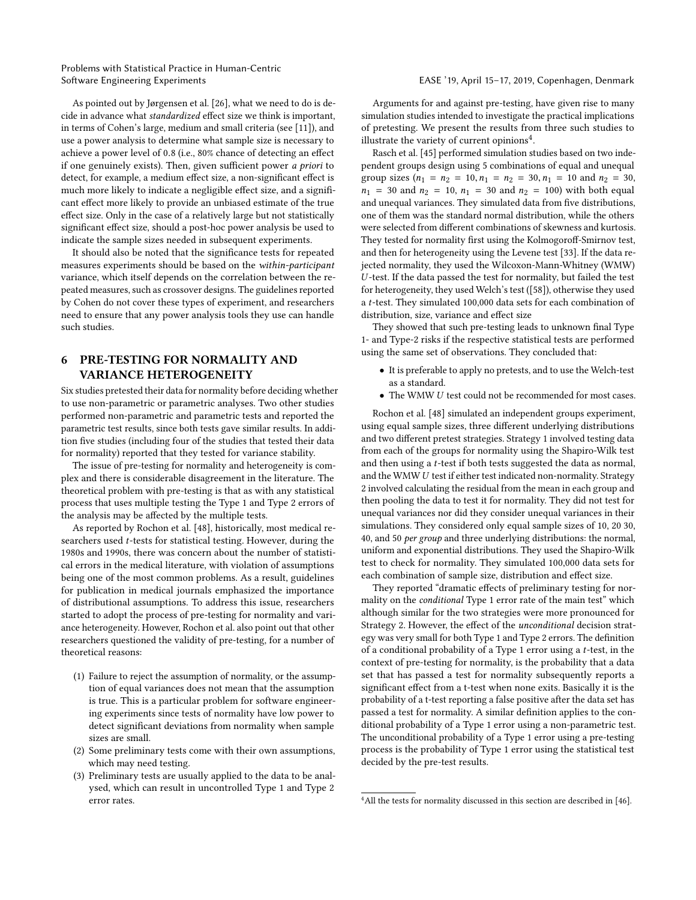As pointed out by Jørgensen et al. [26], what we need to do is decide in advance what *standardized* effect size we think is important, in terms of Cohen's large, medium and small criteria (see [11]), and use a power analysis to determine what sample size is necessary to achieve a power level of 0.8 (i.e., 80% chance of detecting an effect if one genuinely exists). Then, given sufficient power *a priori* to detect, for example, a medium effect size, a non-significant effect is much more likely to indicate a negligible effect size, and a significant effect more likely to provide an unbiased estimate of the true effect size. Only in the case of a relatively large but not statistically significant effect size, should a post-hoc power analysis be used to indicate the sample sizes needed in subsequent experiments.

It should also be noted that the significance tests for repeated measures experiments should be based on the *within-participant* variance, which itself depends on the correlation between the repeated measures, such as crossover designs. The guidelines reported by Cohen do not cover these types of experiment, and researchers need to ensure that any power analysis tools they use can handle such studies.

## 6 PRE-TESTING FOR NORMALITY AND VARIANCE HETEROGENEITY

Six studies pretested their data for normality before deciding whether to use non-parametric or parametric analyses. Two other studies performed non-parametric and parametric tests and reported the parametric test results, since both tests gave similar results. In addition five studies (including four of the studies that tested their data for normality) reported that they tested for variance stability.

The issue of pre-testing for normality and heterogeneity is complex and there is considerable disagreement in the literature. The theoretical problem with pre-testing is that as with any statistical process that uses multiple testing the Type 1 and Type 2 errors of the analysis may be affected by the multiple tests.

As reported by Rochon et al. [48], historically, most medical researchers used *t*-tests for statistical testing. However, during the 1980s and 1990s, there was concern about the number of statistical errors in the medical literature, with violation of assumptions being one of the most common problems. As a result, guidelines for publication in medical journals emphasized the importance of distributional assumptions. To address this issue, researchers started to adopt the process of pre-testing for normality and variance heterogeneity. However, Rochon et al. also point out that other researchers questioned the validity of pre-testing, for a number of theoretical reasons:

1. Failure to reject the assumption of normality, or the assumption of equal variances does not mean that the assumption is true. This is a particular problem for software engineering experiments since tests of normality have low power to detect significant deviations from normality when sample sizes are small.
2. Some preliminary tests come with their own assumptions, which may need testing.
3. Preliminary tests are usually applied to the data to be analysed, which can result in uncontrolled Type 1 and Type 2 error rates.

Arguments for and against pre-testing, have given rise to many simulation studies intended to investigate the practical implications of pretesting. We present the results from three such studies to illustrate the variety of current opinions[4].

Rasch et al. [45] performed simulation studies based on two independent groups design using 5 combinations of equal and unequal group sizes ($n_1 = n_2 = 10, n_1 = n_2 = 30, n_1 = 10$ and $n_2 = 30$, $n_1 = 30$ and $n_2 = 10$, $n_1 = 30$ and $n_2 = 100$) with both equal and unequal variances. They simulated data from five distributions, one of them was the standard normal distribution, while the others were selected from different combinations of skewness and kurtosis. They tested for normality first using the Kolmogoroff-Smirnov test, and then for heterogeneity using the Levene test [33]. If the data rejected normality, they used the Wilcoxon-Mann-Whitney (WMW) *U*-test. If the data passed the test for normality, but failed the test for heterogeneity, they used Welch's test ([58]), otherwise they used a *t*-test. They simulated 100,000 data sets for each combination of distribution, size, variance and effect size

They showed that such pre-testing leads to unknown final Type 1- and Type-2 risks if the respective statistical tests are performed using the same set of observations. They concluded that:

- It is preferable to apply no pretests, and to use the Welch-test as a standard.
- The WMW *U* test could not be recommended for most cases.

Rochon et al. [48] simulated an independent groups experiment, using equal sample sizes, three different underlying distributions and two different pretest strategies. Strategy 1 involved testing data from each of the groups for normality using the Shapiro-Wilk test and then using a *t*-test if both tests suggested the data as normal, and the WMW *U* test if either test indicated non-normality. Strategy 2 involved calculating the residual from the mean in each group and then pooling the data to test it for normality. They did not test for unequal variances nor did they consider unequal variances in their simulations. They considered only equal sample sizes of 10, 20 30, 40, and 50 *per group* and three underlying distributions: the normal, uniform and exponential distributions. They used the Shapiro-Wilk test to check for normality. They simulated 100,000 data sets for each combination of sample size, distribution and effect size.

They reported "dramatic effects of preliminary testing for normality on the *conditional* Type 1 error rate of the main test" which although similar for the two strategies were more pronounced for Strategy 2. However, the effect of the *unconditional* decision strategy was very small for both Type 1 and Type 2 errors. The definition of a conditional probability of a Type 1 error using a *t*-test, in the context of pre-testing for normality, is the probability that a data set that has passed a test for normality subsequently reports a significant effect from a t-test when none exits. Basically it is the probability of a t-test reporting a false positive after the data set has passed a test for normality. A similar definition applies to the conditional probability of a Type 1 error using a non-parametric test. The unconditional probability of a Type 1 error using a pre-testing process is the probability of Type 1 error using the statistical test decided by the pre-test results.

[4] All the tests for normality discussed in this section are described in [46].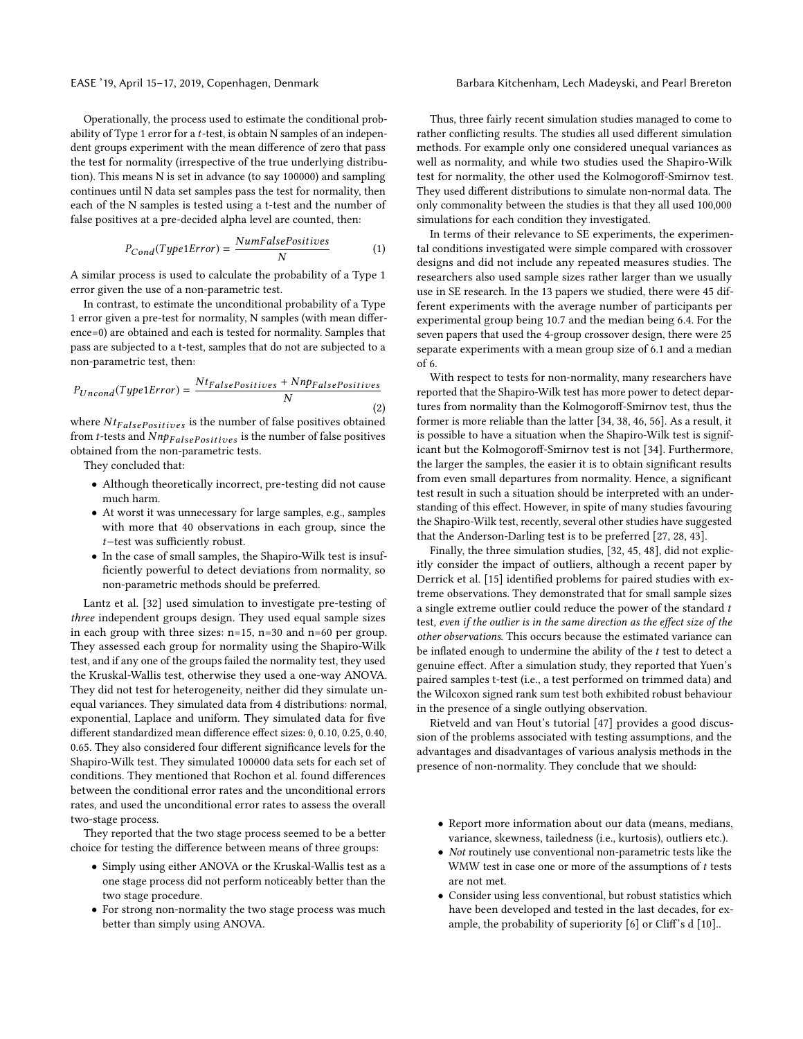Operationally, the process used to estimate the conditional probability of Type 1 error for a *t*-test, is obtain N samples of an independent groups experiment with the mean difference of zero that pass the test for normality (irrespective of the true underlying distribution). This means N is set in advance (to say 100000) and sampling continues until N data set samples pass the test for normality, then each of the N samples is tested using a t-test and the number of false positives at a pre-decided alpha level are counted, then:

$$P_{Cond}(Type1Error) = \frac{NumFalsePositives}{N} \tag{1}$$

A similar process is used to calculate the probability of a Type 1 error given the use of a non-parametric test.

In contrast, to estimate the unconditional probability of a Type 1 error given a pre-test for normality, N samples (with mean difference=0) are obtained and each is tested for normality. Samples that pass are subjected to a t-test, samples that do not are subjected to a non-parametric test, then:

$$P_{Uncond}(Type1Error) = \frac{Nt_{FalsePositives} + Nnp_{FalsePositives}}{N} \tag{2}$$

where $Nt_{FalsePositives}$ is the number of false positives obtained from *t*-tests and $Nnp_{FalsePositives}$ is the number of false positives obtained from the non-parametric tests.

They concluded that:

- Although theoretically incorrect, pre-testing did not cause much harm.
- At worst it was unnecessary for large samples, e.g., samples with more that 40 observations in each group, since the $t$−test was sufficiently robust.
- In the case of small samples, the Shapiro-Wilk test is insufficiently powerful to detect deviations from normality, so non-parametric methods should be preferred.

Lantz et al. [32] used simulation to investigate pre-testing of *three* independent groups design. They used equal sample sizes in each group with three sizes: n=15, n=30 and n=60 per group. They assessed each group for normality using the Shapiro-Wilk test, and if any one of the groups failed the normality test, they used the Kruskal-Wallis test, otherwise they used a one-way ANOVA. They did not test for heterogeneity, neither did they simulate unequal variances. They simulated data from 4 distributions: normal, exponential, Laplace and uniform. They simulated data for five different standardized mean difference effect sizes: 0, 0.10, 0.25, 0.40, 0.65. They also considered four different significance levels for the Shapiro-Wilk test. They simulated 100000 data sets for each set of conditions. They mentioned that Rochon et al. found differences between the conditional error rates and the unconditional errors rates, and used the unconditional error rates to assess the overall two-stage process.

They reported that the two stage process seemed to be a better choice for testing the difference between means of three groups:

- Simply using either ANOVA or the Kruskal-Wallis test as a one stage process did not perform noticeably better than the two stage procedure.
- For strong non-normality the two stage process was much better than simply using ANOVA.

Thus, three fairly recent simulation studies managed to come to rather conflicting results. The studies all used different simulation methods. For example only one considered unequal variances as well as normality, and while two studies used the Shapiro-Wilk test for normality, the other used the Kolmogoroff-Smirnov test. They used different distributions to simulate non-normal data. The only commonality between the studies is that they all used 100,000 simulations for each condition they investigated.

In terms of their relevance to SE experiments, the experimental conditions investigated were simple compared with crossover designs and did not include any repeated measures studies. The researchers also used sample sizes rather larger than we usually use in SE research. In the 13 papers we studied, there were 45 different experiments with the average number of participants per experimental group being 10.7 and the median being 6.4. For the seven papers that used the 4-group crossover design, there were 25 separate experiments with a mean group size of 6.1 and a median of 6.

With respect to tests for non-normality, many researchers have reported that the Shapiro-Wilk test has more power to detect departures from normality than the Kolmogoroff-Smirnov test, thus the former is more reliable than the latter [34, 38, 46, 56]. As a result, it is possible to have a situation when the Shapiro-Wilk test is significant but the Kolmogoroff-Smirnov test is not [34]. Furthermore, the larger the samples, the easier it is to obtain significant results from even small departures from normality. Hence, a significant test result in such a situation should be interpreted with an understanding of this effect. However, in spite of many studies favouring the Shapiro-Wilk test, recently, several other studies have suggested that the Anderson-Darling test is to be preferred [27, 28, 43].

Finally, the three simulation studies, [32, 45, 48], did not explicitly consider the impact of outliers, although a recent paper by Derrick et al. [15] identified problems for paired studies with extreme observations. They demonstrated that for small sample sizes a single extreme outlier could reduce the power of the standard $t$ test, *even if the outlier is in the same direction as the effect size of the other observations*. This occurs because the estimated variance can be inflated enough to undermine the ability of the $t$ test to detect a genuine effect. After a simulation study, they reported that Yuen's paired samples t-test (i.e., a test performed on trimmed data) and the Wilcoxon signed rank sum test both exhibited robust behaviour in the presence of a single outlying observation.

Rietveld and van Hout's tutorial [47] provides a good discussion of the problems associated with testing assumptions, and the advantages and disadvantages of various analysis methods in the presence of non-normality. They conclude that we should:

- Report more information about our data (means, medians, variance, skewness, tailedness (i.e., kurtosis), outliers etc.).
- *Not* routinely use conventional non-parametric tests like the WMW test in case one or more of the assumptions of $t$ tests are not met.
- Consider using less conventional, but robust statistics which have been developed and tested in the last decades, for example, the probability of superiority [6] or Cliff's d [10]..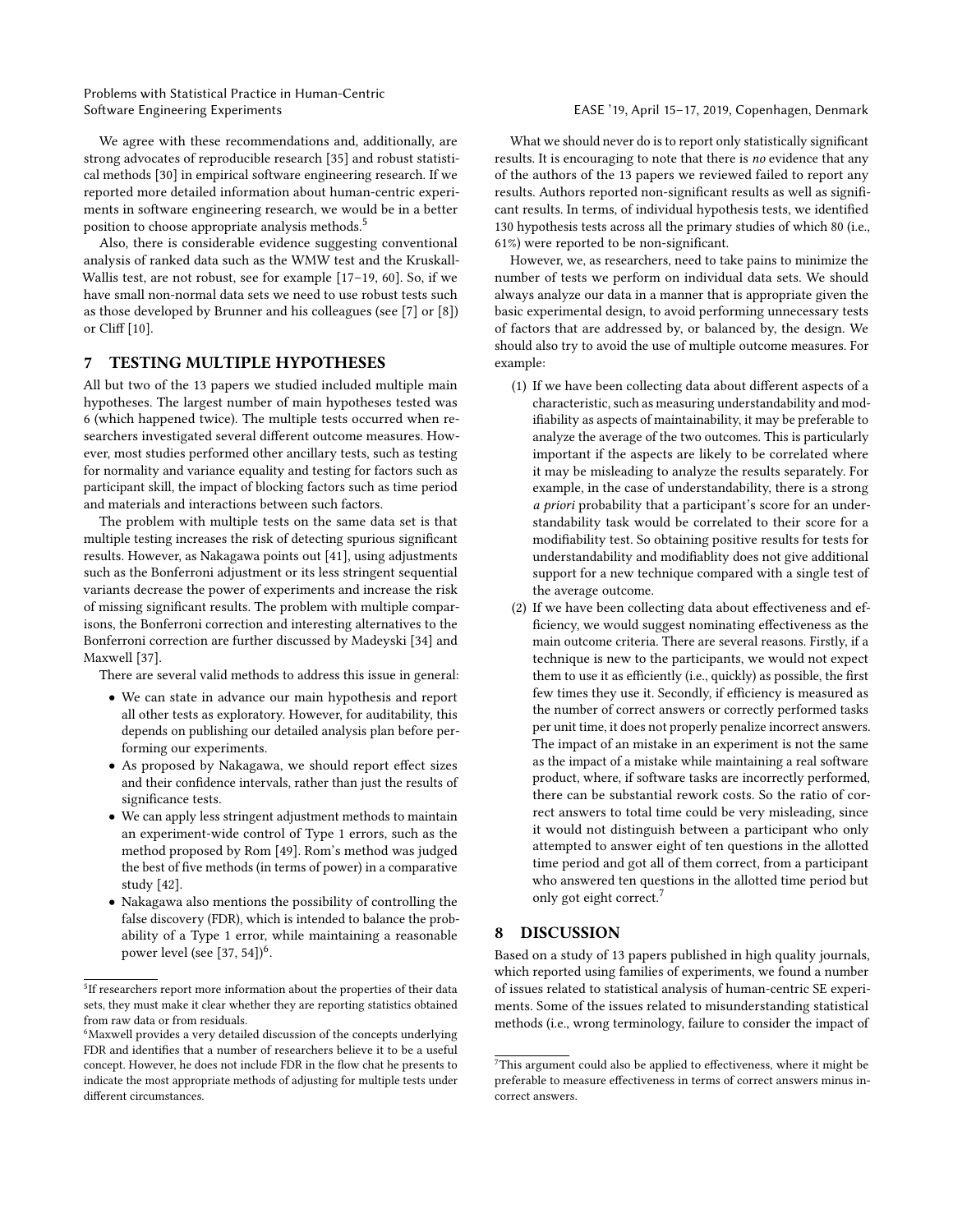We agree with these recommendations and, additionally, are strong advocates of reproducible research [35] and robust statistical methods [30] in empirical software engineering research. If we reported more detailed information about human-centric experiments in software engineering research, we would be in a better position to choose appropriate analysis methods.[5]

Also, there is considerable evidence suggesting conventional analysis of ranked data such as the WMW test and the Kruskall-Wallis test, are not robust, see for example [17–19, 60]. So, if we have small non-normal data sets we need to use robust tests such as those developed by Brunner and his colleagues (see [7] or [8]) or Cliff [10].

## 7 TESTING MULTIPLE HYPOTHESES

All but two of the 13 papers we studied included multiple main hypotheses. The largest number of main hypotheses tested was 6 (which happened twice). The multiple tests occurred when researchers investigated several different outcome measures. However, most studies performed other ancillary tests, such as testing for normality and variance equality and testing for factors such as participant skill, the impact of blocking factors such as time period and materials and interactions between such factors.

The problem with multiple tests on the same data set is that multiple testing increases the risk of detecting spurious significant results. However, as Nakagawa points out [41], using adjustments such as the Bonferroni adjustment or its less stringent sequential variants decrease the power of experiments and increase the risk of missing significant results. The problem with multiple comparisons, the Bonferroni correction and interesting alternatives to the Bonferroni correction are further discussed by Madeyski [34] and Maxwell [37].

There are several valid methods to address this issue in general:

- We can state in advance our main hypothesis and report all other tests as exploratory. However, for auditability, this depends on publishing our detailed analysis plan before performing our experiments.
- As proposed by Nakagawa, we should report effect sizes and their confidence intervals, rather than just the results of significance tests.
- We can apply less stringent adjustment methods to maintain an experiment-wide control of Type 1 errors, such as the method proposed by Rom [49]. Rom's method was judged the best of five methods (in terms of power) in a comparative study [42].
- Nakagawa also mentions the possibility of controlling the false discovery (FDR), which is intended to balance the probability of a Type 1 error, while maintaining a reasonable power level (see [37, 54])[6].

What we should never do is to report only statistically significant results. It is encouraging to note that there is *no* evidence that any of the authors of the 13 papers we reviewed failed to report any results. Authors reported non-significant results as well as significant results. In terms, of individual hypothesis tests, we identified 130 hypothesis tests across all the primary studies of which 80 (i.e., 61%) were reported to be non-significant.

However, we, as researchers, need to take pains to minimize the number of tests we perform on individual data sets. We should always analyze our data in a manner that is appropriate given the basic experimental design, to avoid performing unnecessary tests of factors that are addressed by, or balanced by, the design. We should also try to avoid the use of multiple outcome measures. For example:

1. If we have been collecting data about different aspects of a characteristic, such as measuring understandability and modifiability as aspects of maintainability, it may be preferable to analyze the average of the two outcomes. This is particularly important if the aspects are likely to be correlated where it may be misleading to analyze the results separately. For example, in the case of understandability, there is a strong *a priori* probability that a participant's score for an understandability task would be correlated to their score for a modifiability test. So obtaining positive results for tests for understandability and modifiablity does not give additional support for a new technique compared with a single test of the average outcome.
2. If we have been collecting data about effectiveness and efficiency, we would suggest nominating effectiveness as the main outcome criteria. There are several reasons. Firstly, if a technique is new to the participants, we would not expect them to use it as efficiently (i.e., quickly) as possible, the first few times they use it. Secondly, if efficiency is measured as the number of correct answers or correctly performed tasks per unit time, it does not properly penalize incorrect answers. The impact of an mistake in an experiment is not the same as the impact of a mistake while maintaining a real software product, where, if software tasks are incorrectly performed, there can be substantial rework costs. So the ratio of correct answers to total time could be very misleading, since it would not distinguish between a participant who only attempted to answer eight of ten questions in the allotted time period and got all of them correct, from a participant who answered ten questions in the allotted time period but only got eight correct.[7]

## 8 DISCUSSION

Based on a study of 13 papers published in high quality journals, which reported using families of experiments, we found a number of issues related to statistical analysis of human-centric SE experiments. Some of the issues related to misunderstanding statistical methods (i.e., wrong terminology, failure to consider the impact of

---

[5] If researchers report more information about the properties of their data sets, they must make it clear whether they are reporting statistics obtained from raw data or from residuals.

[6] Maxwell provides a very detailed discussion of the concepts underlying FDR and identifies that a number of researchers believe it to be a useful concept. However, he does not include FDR in the flow chat he presents to indicate the most appropriate methods of adjusting for multiple tests under different circumstances.

[7] This argument could also be applied to effectiveness, where it might be preferable to measure effectiveness in terms of correct answers minus incorrect answers.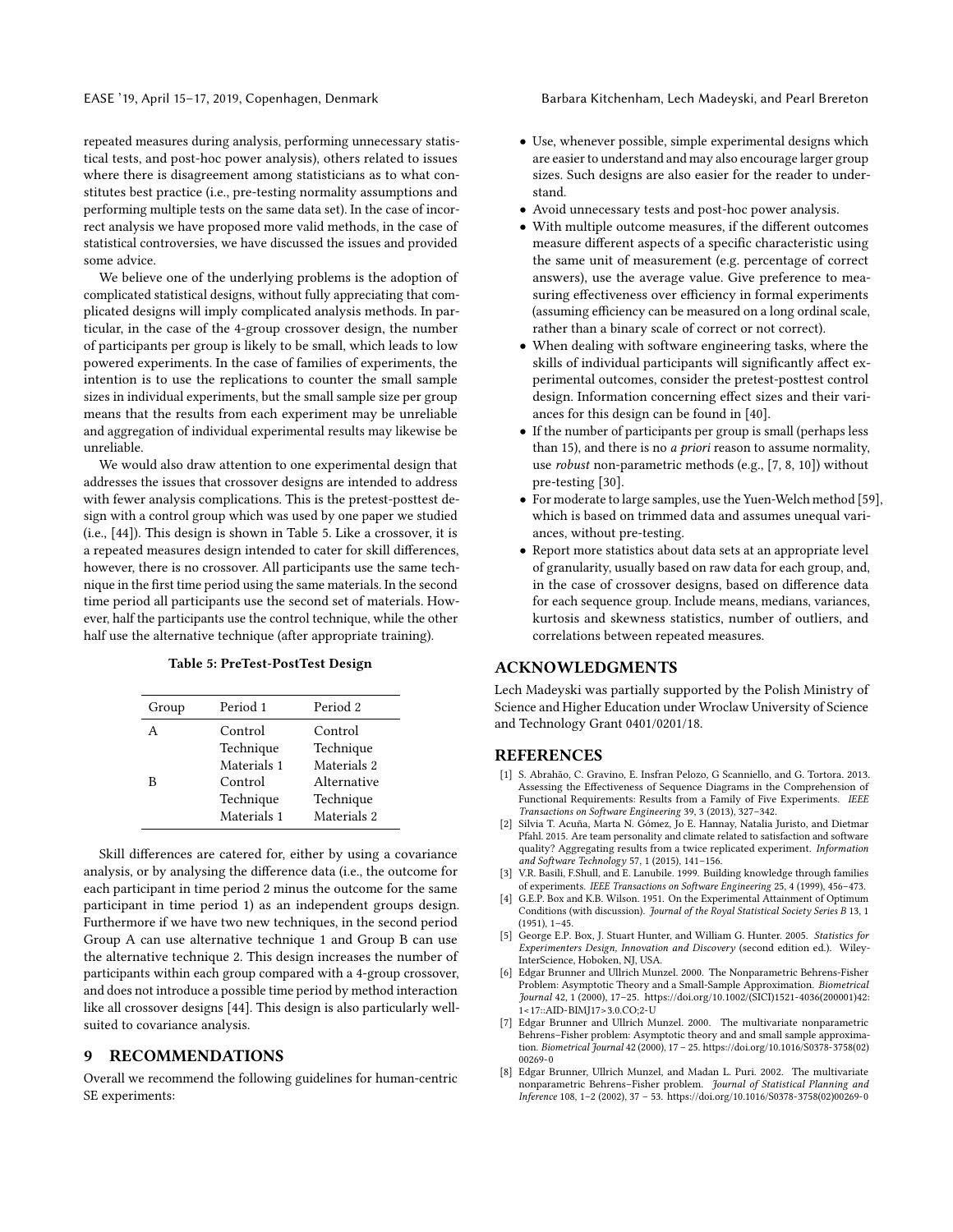repeated measures during analysis, performing unnecessary statistical tests, and post-hoc power analysis), others related to issues where there is disagreement among statisticians as to what constitutes best practice (i.e., pre-testing normality assumptions and performing multiple tests on the same data set). In the case of incorrect analysis we have proposed more valid methods, in the case of statistical controversies, we have discussed the issues and provided some advice.

We believe one of the underlying problems is the adoption of complicated statistical designs, without fully appreciating that complicated designs will imply complicated analysis methods. In particular, in the case of the 4-group crossover design, the number of participants per group is likely to be small, which leads to low powered experiments. In the case of families of experiments, the intention is to use the replications to counter the small sample sizes in individual experiments, but the small sample size per group means that the results from each experiment may be unreliable and aggregation of individual experimental results may likewise be unreliable.

We would also draw attention to one experimental design that addresses the issues that crossover designs are intended to address with fewer analysis complications. This is the pretest-posttest design with a control group which was used by one paper we studied (i.e., [44]). This design is shown in Table 5. Like a crossover, it is a repeated measures design intended to cater for skill differences, however, there is no crossover. All participants use the same technique in the first time period using the same materials. In the second time period all participants use the second set of materials. However, half the participants use the control technique, while the other half use the alternative technique (after appropriate training).

**Table 5: PreTest-PostTest Design**

| Group | Period 1 | Period 2 |
|---|---|---|
| A | Control | Control |
| | Technique | Technique |
| | Materials 1 | Materials 2 |
| B | Control | Alternative |
| | Technique | Technique |
| | Materials 1 | Materials 2 |

Skill differences are catered for, either by using a covariance analysis, or by analysing the difference data (i.e., the outcome for each participant in time period 2 minus the outcome for the same participant in time period 1) as an independent groups design. Furthermore if we have two new techniques, in the second period Group A can use alternative technique 1 and Group B can use the alternative technique 2. This design increases the number of participants within each group compared with a 4-group crossover, and does not introduce a possible time period by method interaction like all crossover designs [44]. This design is also particularly well-suited to covariance analysis.

## 9 RECOMMENDATIONS

Overall we recommend the following guidelines for human-centric SE experiments:

- Use, whenever possible, simple experimental designs which are easier to understand and may also encourage larger group sizes. Such designs are also easier for the reader to understand.
- Avoid unnecessary tests and post-hoc power analysis.
- With multiple outcome measures, if the different outcomes measure different aspects of a specific characteristic using the same unit of measurement (e.g. percentage of correct answers), use the average value. Give preference to measuring effectiveness over efficiency in formal experiments (assuming efficiency can be measured on a long ordinal scale, rather than a binary scale of correct or not correct).
- When dealing with software engineering tasks, where the skills of individual participants will significantly affect experimental outcomes, consider the pretest-posttest control design. Information concerning effect sizes and their variances for this design can be found in [40].
- If the number of participants per group is small (perhaps less than 15), and there is no *a priori* reason to assume normality, use *robust* non-parametric methods (e.g., [7, 8, 10]) without pre-testing [30].
- For moderate to large samples, use the Yuen-Welch method [59], which is based on trimmed data and assumes unequal variances, without pre-testing.
- Report more statistics about data sets at an appropriate level of granularity, usually based on raw data for each group, and, in the case of crossover designs, based on difference data for each sequence group. Include means, medians, variances, kurtosis and skewness statistics, number of outliers, and correlations between repeated measures.

## ACKNOWLEDGMENTS

Lech Madeyski was partially supported by the Polish Ministry of Science and Higher Education under Wroclaw University of Science and Technology Grant 0401/0201/18.

## REFERENCES

[1] S. Abrahão, C. Gravino, E. Insfran Pelozo, G Scanniello, and G. Tortora. 2013. Assessing the Effectiveness of Sequence Diagrams in the Comprehension of Functional Requirements: Results from a Family of Five Experiments. *IEEE Transactions on Software Engineering* 39, 3 (2013), 327–342.

[2] Silvia T. Acuña, Marta N. Gómez, Jo E. Hannay, Natalia Juristo, and Dietmar Pfahl. 2015. Are team personality and climate related to satisfaction and software quality? Aggregating results from a twice replicated experiment. *Information and Software Technology* 57, 1 (2015), 141–156.

[3] V.R. Basili, F.Shull, and E. Lanubile. 1999. Building knowledge through families of experiments. *IEEE Transactions on Software Engineering* 25, 4 (1999), 456–473.

[4] G.E.P. Box and K.B. Wilson. 1951. On the Experimental Attainment of Optimum Conditions (with discussion). *Journal of the Royal Statistical Society Series B* 13, 1 (1951), 1–45.

[5] George E.P. Box, J. Stuart Hunter, and William G. Hunter. 2005. *Statistics for Experimenters Design, Innovation and Discovery* (second edition ed.). Wiley-InterScience, Hoboken, NJ, USA.

[6] Edgar Brunner and Ullrich Munzel. 2000. The Nonparametric Behrens-Fisher Problem: Asymptotic Theory and a Small-Sample Approximation. *Biometrical Journal* 42, 1 (2000), 17–25. https://doi.org/10.1002/(SICI)1521-4036(200001)42:1<17::AID-BIMJ17>3.0.CO;2-U

[7] Edgar Brunner and Ullrich Munzel. 2000. The multivariate nonparametric Behrens–Fisher problem: Asymptotic theory and and small sample approximation. *Biometrical Journal* 42 (2000), 17 – 25. https://doi.org/10.1016/S0378-3758(02)00269-0

[8] Edgar Brunner, Ullrich Munzel, and Madan L. Puri. 2002. The multivariate nonparametric Behrens–Fisher problem. *Journal of Statistical Planning and Inference* 108, 1–2 (2002), 37 – 53. https://doi.org/10.1016/S0378-3758(02)00269-0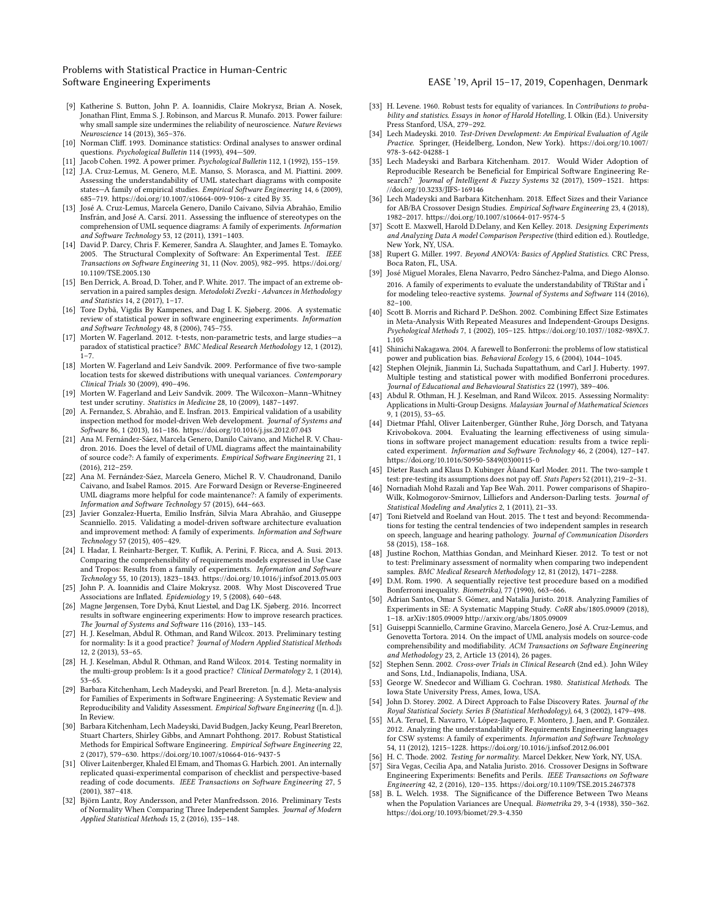[9] Katherine S. Button, John P. A. Ioannidis, Claire Mokrysz, Brian A. Nosek, Jonathan Flint, Emma S. J. Robinson, and Marcus R. Munafo. 2013. Power failure: why small sample size undermines the reliability of neuroscience. *Nature Reviews Neuroscience* 14 (2013), 365–376.

[10] Norman Cliff. 1993. Dominance statistics: Ordinal analyses to answer ordinal questions. *Psychological Bulletin* 114 (1993), 494—509.

[11] Jacob Cohen. 1992. A power primer. *Psychological Bulletin* 112, 1 (1992), 155–159.

[12] J.A. Cruz-Lemus, M. Genero, M.E. Manso, S. Morasca, and M. Piattini. 2009. Assessing the understandability of UML statechart diagrams with composite states—A family of empirical studies. *Empirical Software Engineering* 14, 6 (2009), 685–719. https://doi.org/10.1007/s10664-009-9106-z cited By 35.

[13] José A. Cruz-Lemus, Marcela Genero, Danilo Caivano, Silvia Abrahão, Emilio Insfrán, and José A. Carsí. 2011. Assessing the influence of stereotypes on the comprehension of UML sequence diagrams: A family of experiments. *Information and Software Technology* 53, 12 (2011), 1391–1403.

[14] David P. Darcy, Chris F. Kemerer, Sandra A. Slaughter, and James E. Tomayko. 2005. The Structural Complexity of Software: An Experimental Test. *IEEE Transactions on Software Engineering* 31, 11 (Nov. 2005), 982–995. https://doi.org/10.1109/TSE.2005.130

[15] Ben Derrick, A. Broad, D. Toher, and P. White. 2017. The impact of an extreme observation in a paired samples design. *Metodoloki Zvezki - Advances in Methodology and Statistics* 14, 2 (2017), 1–17.

[16] Tore Dybå, Vigdis By Kampenes, and Dag I. K. Sjøberg. 2006. A systematic review of statistical power in software engineering experiments. *Information and Software Technology* 48, 8 (2006), 745–755.

[17] Morten W. Fagerland. 2012. t-tests, non-parametric tests, and large studies—a paradox of statistical practice? *BMC Medical Research Methodology* 12, 1 (2012), 1–7.

[18] Morten W. Fagerland and Leiv Sandvik. 2009. Performance of five two-sample location tests for skewed distributions with unequal variances. *Contemporary Clinical Trials* 30 (2009), 490–496.

[19] Morten W. Fagerland and Leiv Sandvik. 2009. The Wilcoxon–Mann–Whitney test under scrutiny. *Statistics in Medicine* 28, 10 (2009), 1487–1497.

[20] A. Fernandez, S. Abrahão, and E. Insfran. 2013. Empirical validation of a usability inspection method for model-driven Web development. *Journal of Systems and Software* 86, 1 (2013), 161–186. https://doi.org/10.1016/j.jss.2012.07.043

[21] Ana M. Fernández-Sáez, Marcela Genero, Danilo Caivano, and Michel R. V. Chaudron. 2016. Does the level of detail of UML diagrams affect the maintainability of source code?: A family of experiments. *Empirical Software Engineering* 21, 1 (2016), 212–259.

[22] Ana M. Fernández-Sáez, Marcela Genero, Michel R. V. Chaudronand, Danilo Caivano, and Isabel Ramos. 2015. Are Forward Design or Reverse-Engineered UML diagrams more helpful for code maintenance?: A family of experiments. *Information and Software Technology* 57 (2015), 644–663.

[23] Javier Gonzalez-Huerta, Emilio Insfrán, Silvia Mara Abrahão, and Giuseppe Scanniello. 2015. Validating a model-driven software architecture evaluation and improvement method: A family of experiments. *Information and Software Technology* 57 (2015), 405–429.

[24] I. Hadar, I. Reinhartz-Berger, T. Kuflik, A. Perini, F. Ricca, and A. Susi. 2013. Comparing the comprehensibility of requirements models expressed in Use Case and Tropos: Results from a family of experiments. *Information and Software Technology* 55, 10 (2013), 1823–1843. https://doi.org/10.1016/j.infsof.2013.05.003

[25] John P. A. Ioannidis and Claire Mokrysz. 2008. Why Most Discovered True Associations are Inflated. *Epidemiology* 19, 5 (2008), 640–648.

[26] Magne Jørgensen, Tore Dybå, Knut Liestøl, and Dag I.K. Sjøberg. 2016. Incorrect results in software engineering experiments: How to improve research practices. *The Journal of Systems and Software* 116 (2016), 133–145.

[27] H. J. Keselman, Abdul R. Othman, and Rand Wilcox. 2013. Preliminary testing for normality: Is it a good practice? *Journal of Modern Applied Statistical Methods* 12, 2 (2013), 53–65.

[28] H. J. Keselman, Abdul R. Othman, and Rand Wilcox. 2014. Testing normality in the multi-group problem: Is it a good practice? *Clinical Dermatology* 2, 1 (2014), 53–65.

[29] Barbara Kitchenham, Lech Madeyski, and Pearl Brereton. [n. d.]. Meta-analysis for Families of Experiments in Software Engineering: A Systematic Review and Reproducibility and Validity Assessment. *Empirical Software Engineering* ([n. d.]). In Review.

[30] Barbara Kitchenham, Lech Madeyski, David Budgen, Jacky Keung, Pearl Brereton, Stuart Charters, Shirley Gibbs, and Amnart Pohthong. 2017. Robust Statistical Methods for Empirical Software Engineering. *Empirical Software Engineering* 22, 2 (2017), 579–630. https://doi.org/10.1007/s10664-016-9437-5

[31] Oliver Laitenberger, Khaled El Emam, and Thomas G. Harbich. 2001. An internally replicated quasi-experimental comparison of checklist and perspective-based reading of code documents. *IEEE Transactions on Software Engineering* 27, 5 (2001), 387–418.

[32] Björn Lantz, Roy Andersson, and Peter Manfredsson. 2016. Preliminary Tests of Normality When Comparing Three Independent Samples. *Journal of Modern Applied Statistical Methods* 15, 2 (2016), 135–148.

[33] H. Levene. 1960. Robust tests for equality of variances. In *Contributions to probability and statistics. Essays in honor of Harold Hotelling*, I. Olkin (Ed.). University Press Stanford, USA, 279–292.

[34] Lech Madeyski. 2010. *Test-Driven Development: An Empirical Evaluation of Agile Practice*. Springer, (Heidelberg, London, New York). https://doi.org/10.1007/978-3-642-04288-1

[35] Lech Madeyski and Barbara Kitchenham. 2017. Would Wider Adoption of Reproducible Research be Beneficial for Empirical Software Engineering Research? *Journal of Intelligent & Fuzzy Systems* 32 (2017), 1509–1521. https://doi.org/10.3233/JIFS-169146

[36] Lech Madeyski and Barbara Kitchenham. 2018. Effect Sizes and their Variance for AB/BA Crossover Design Studies. *Empirical Software Engineering* 23, 4 (2018), 1982–2017. https://doi.org/10.1007/s10664-017-9574-5

[37] Scott E. Maxwell, Harold D.Delany, and Ken Kelley. 2018. *Designing Experiments and Analyzing Data A model Comparison Perspective* (third edition ed.). Routledge, New York, NY, USA.

[38] Rupert G. Miller. 1997. *Beyond ANOVA: Basics of Applied Statistics*. CRC Press, Boca Raton, FL, USA.

[39] José Miguel Morales, Elena Navarro, Pedro Sánchez-Palma, and Diego Alonso. 2016. A family of experiments to evaluate the understandability of TRiStar and $i^*$ for modeling teleo-reactive systems. *Journal of Systems and Software* 114 (2016), 82–100.

[40] Scott B. Morris and Richard P. DeShon. 2002. Combining Effect Size Estimates in Meta-Analysis With Repeated Measures and Independent-Groups Designs. *Psychological Methods* 7, 1 (2002), 105–125. https://doi.org/10.1037//1082-989X.7.1.105

[41] Shinichi Nakagawa. 2004. A farewell to Bonferroni: the problems of low statistical power and publication bias. *Behavioral Ecology* 15, 6 (2004), 1044–1045.

[42] Stephen Olejnik, Jianmin Li, Suchada Supattathum, and Carl J. Huberty. 1997. Multiple testing and statistical power with modified Bonferroni procedures. *Journal of Educational and Behavioural Statistics* 22 (1997), 389–406.

[43] Abdul R. Othman, H. J. Keselman, and Rand Wilcox. 2015. Assessing Normality: Applications in Multi-Group Designs. *Malaysian Journal of Mathematical Sciences* 9, 1 (2015), 53–65.

[44] Dietmar Pfahl, Oliver Laitenberger, Günther Ruhe, Jörg Dorsch, and Tatyana Krivobokova. 2004. Evaluating the learning effectiveness of using simulations in software project management education: results from a twice replicated experiment. *Information and Software Technology* 46, 2 (2004), 127–147. https://doi.org/10.1016/S0950-5849(03)00115-0

[45] Dieter Rasch and Klaus D. Kubinger Åŭand Karl Moder. 2011. The two-sample t test: pre-testing its assumptions does not pay off. *Stats Papers* 52 (2011), 219–2–31.

[46] Nornadiah Mohd Razali and Yap Bee Wah. 2011. Power comparisons of Shapiro-Wilk, Kolmogorov-Smirnov, Lilliefors and Anderson-Darling tests. *Journal of Statistical Modeling and Analytics* 2, 1 (2011), 21–33.

[47] Toni Rietveld and Roeland van Hout. 2015. The t test and beyond: Recommendations for testing the central tendencies of two independent samples in research on speech, language and hearing pathology. *Journal of Communication Disorders* 58 (2015), 158–168.

[48] Justine Rochon, Matthias Gondan, and Meinhard Kieser. 2012. To test or not to test: Preliminary assessment of normality when comparing two independent samples. *BMC Medical Research Methodology* 12, 81 (2012), 1471–2288.

[49] D.M. Rom. 1990. A sequentially rejective test procedure based on a modified Bonferroni inequality. *Biometrika)*, 77 (1990), 663–666.

[50] Adrian Santos, Omar S. Gómez, and Natalia Juristo. 2018. Analyzing Families of Experiments in SE: A Systematic Mapping Study. *CoRR* abs/1805.09009 (2018), 1–18. arXiv:1805.09009 http://arxiv.org/abs/1805.09009

[51] Guiseppi Scanniello, Carmine Gravino, Marcela Genero, José A. Cruz-Lemus, and Genoveffa Tortora. 2014. On the impact of UML analysis models on source-code comprehensibility and modifiability. *ACM Transactions on Software Engineering and Methodology* 23, 2, Article 13 (2014), 26 pages.

[52] Stephen Senn. 2002. *Cross-over Trials in Clinical Research* (2nd ed.). John Wiley and Sons, Ltd., Indianapolis, Indiana, USA.

[53] George W. Snedecor and William G. Cochran. 1980. *Statistical Methods*. The Iowa State University Press, Ames, Iowa, USA.

[54] John D. Storey. 2002. A Direct Approach to False Discovery Rates. *Journal of the Royal Statistical Society. Series B (Statistical Methodology)*, 64, 3 (2002), 1479–498.

[55] M.A. Teruel, E. Navarro, V. López-Jaquero, F. Montero, J. Jaen, and P. González. 2012. Analyzing the understandability of Requirements Engineering languages for CSW systems: A family of experiments. *Information and Software Technology* 54, 11 (2012), 1215–1228. https://doi.org/10.1016/j.infsof.2012.06.001

[56] H. C. Thode. 2002. *Testing for normality*. Marcel Dekker, New York, NY, USA.

[57] Sira Vegas, Cecilia Apa, and Natalia Juristo. 2016. Crossover Designs in Software Engineering Experiments: Benefits and Perils. *IEEE Transactions on Software Engineering* 42, 2 (2016), 120–135. https://doi.org/10.1109/TSE.2015.2467378

[58] B. L. Welch. 1938. The Significance of the Difference Between Two Means when the Population Variances are Unequal. *Biometrika* 29, 3-4 (1938), 350–362. https://doi.org/10.1093/biomet/29.3-4.350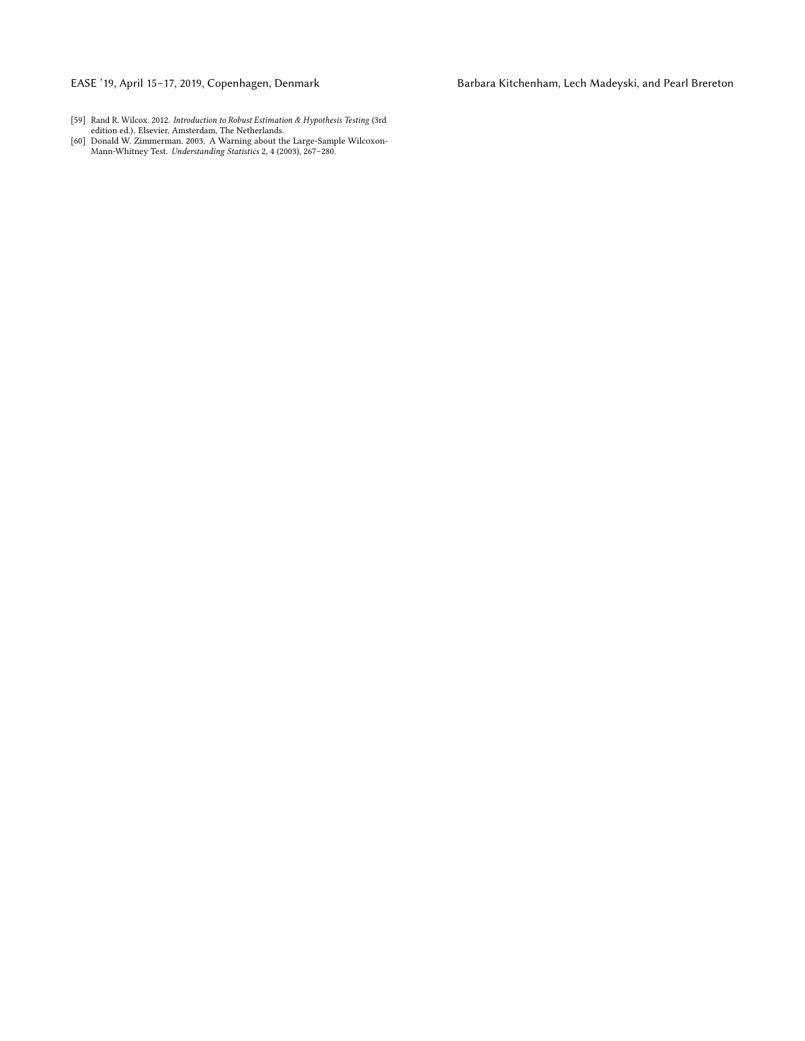[59] Rand R. Wilcox. 2012. *Introduction to Robust Estimation & Hypothesis Testing* (3rd edition ed.). Elsevier, Amsterdam, The Netherlands.

[60] Donald W. Zimmerman. 2003. A Warning about the Large-Sample Wilcoxon-Mann-Whitney Test. *Understanding Statistics* 2, 4 (2003), 267–280.